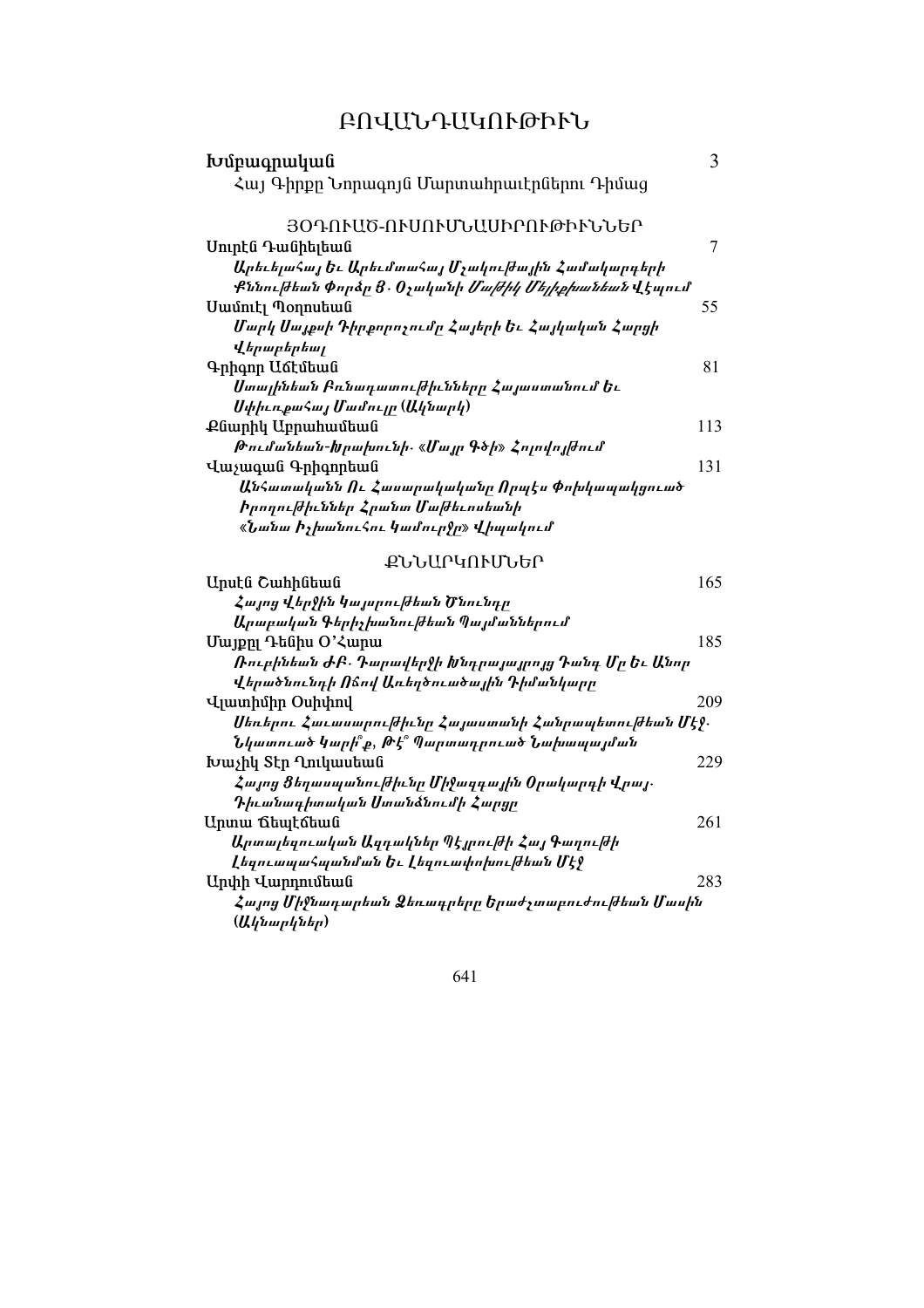# ԲՈՎԱՆԴԱԿՈՒԹԻՒՆ

**Խմբագրական** 3
Հայ Գիրքը Նորագոյն Մարտահրաւէրներու Դիմաց

## ՅՕԴՈՒԱԾ-ՈՒՍՈՒՄՆԱՍԻՐՈՒԹԻՒՆՆԵՐ

Սուրէն Դանիելեան 7
*Արեւելահայ Եւ Արեւմտահայ Մշակութային Համակարգերի Քննութեան Փորձը Յ. Օշականի Մայրիկ Մելքիսեդեան Վէպում*

Սամուէլ Պողոսեան 55
*Մարկ Սայքսի Դիրքորոշումը Հայերի Եւ Հայկական Հարցի Վերաբերեալ*

Գրիգոր Աճէմեան 81
*Ստալինեան Բռնաճնշումները Հայաստանում Եւ Սփիւռքահայ Մամուլը (Ակնարկ)*

Քնարիկ Աբրահամեան 113
*Թումանեան-Խրախուսն. «Մայր Գծի» Հոլովոյթում*

Վաչագան Գրիգորեան 131
*Անհատականն Ու Հասարակականը Որպէս Փոխպայմանաւորուած Իրողութիւններ Հրանտ Մաթեւոսեանի «Նանա Իշխանուհու Կամուրջը» Վիպակում*

## ՔՆՆԱՐԿՈՒՄՆԵՐ

Արսէն Շահինեան 165
*Հայոց Վերջին Կայսրութեան Ծնունդը Արաբական Գերիշխանութեան Պայմաններում*

Մայքըլ Դենիս Օ'Հարա 185
*Ռուբինեան ԺԲ. Դարավերջի Խնդրայարոյց Դանդ Մը Եւ Անոր Վերածնունդի Ոճով Առեղծուածային Դիմանկարը*

Վլատիմիր Օսիփով 209
*Սեռերու Հաւասարութիւնը Հայաստանի Հանրապետութեան Մէջ. Նկատուած Կարի՞ք, Թէ՞ Պարտադրուած Նախապայման*

Խաչիկ Տէր Ղուկասեան 229
*Հայոց Ցեղասպանութիւնը Միջազգային Օրակարգի Վրայ. Դիւանագիտական Սատանձումի Հարցը*

Արտա Ճեպէճեան 261
*Արտալեզուական Ազդակներ Պէյրութի Հայ Գաղութի Լեզուապահպանման Եւ Լեզուափոխութեան Մէջ*

Արփի Վարդումեան 283
*Հայոց Միջնադարեան Ձեռագրերը Երաժշտաբուժութեան Մասին (Ակնարկներ)*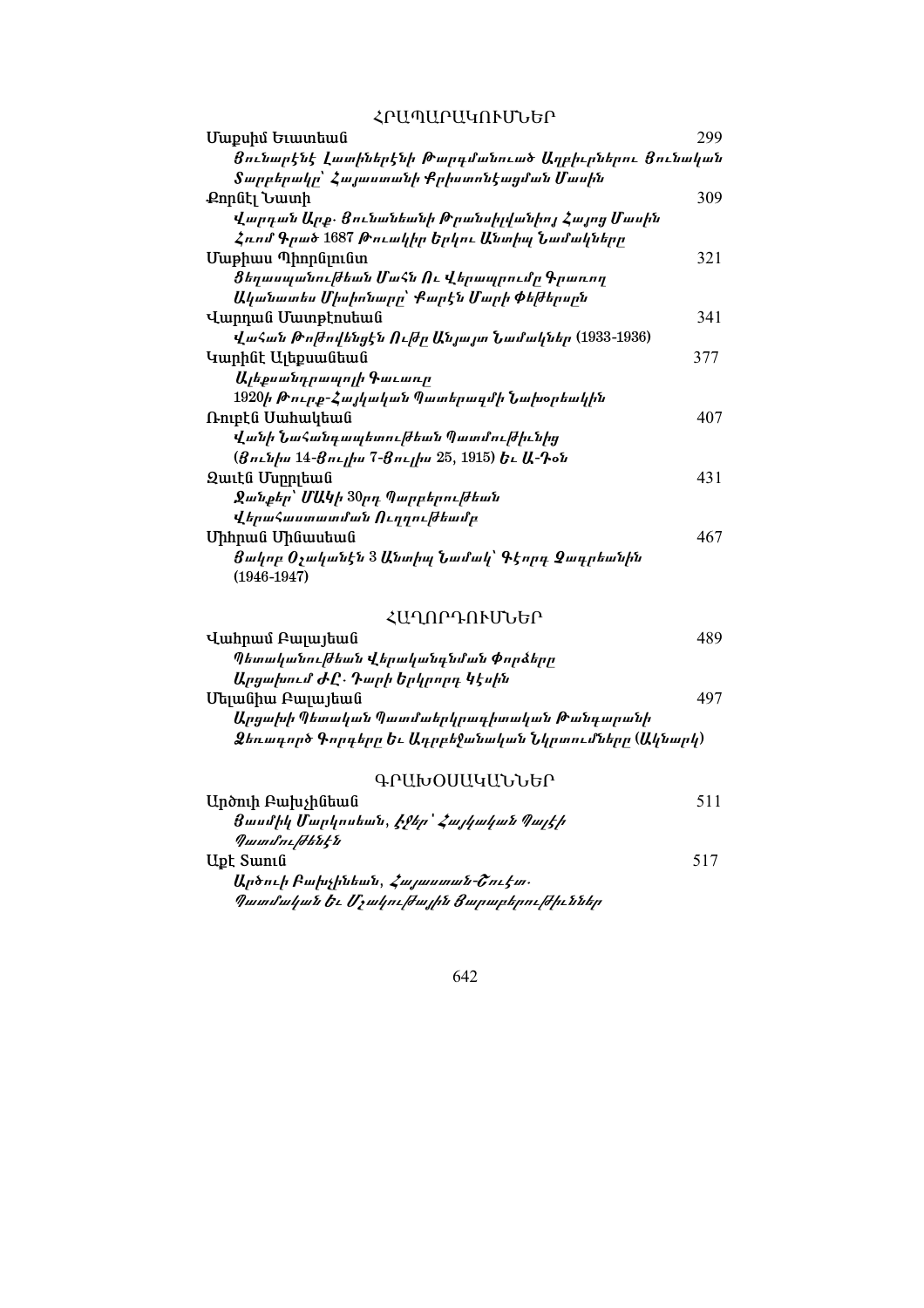## ՀՐԱՊԱՐԱԿՈՒՄՆԵՐ

Մաքսիմ Եւստեան 299
*Յունարէնէ Լատիներէնի Թարգմանուած Աղբիւրներու Յունական Տարբերակը՝ Հայաստանի Քրիստոնէացման Մասին*

Քորնէլ Նատի 309
*Վարդան Արք. Յունանեանի Թրանսիլվանիոյ Հայոց Մասին Հռոմ Գրած 1687 Թուակիր Երկու Անտիպ Նամակները*

Մաթիաս Պիորնլունտ 321
*Ցեղասպանութեան Մահն Ու Վերապրումը Գրաւող Ականատես Միսիոնարը՝ Քարէն Մարի Փեթերսըն*

Վարդան Մատթէոսեան 341
*Վահան Թոթովենցէն Ութը Անյայտ Նամակներ* (1933-1936)

Կարինէ Ալեքսանեան 377
*Ալեքսանդրապոլի Գաւառը*
1920*ի Թուրք-Հայկական Պատերազմի Նախօրեակին*

Ռուբէն Սահակեան 407
*Վանի Նահանգապետութեան Պատմութիւնից*
(*Յունիս* 14-*Յուլիս* 7-*Յուլիս* 25, 1915) *Եւ Ա-Դօն*

Ջաւէն Մսրլեան 431
*Ջանքեր՝ ՄԱԿի* 30*րդ Պարբերութեան Վերահաստատման Ուղղութեամբ*

Միհրան Մինասեան 467
*Յակոբ Օշականէն* 3 *Անտիպ Նամակ՝ Գէորգ Զագրեանին* (1946-1947)

## ՀԱՂՈՐԴՈՒՄՆԵՐ

Վահրամ Բալայեան 489
*Պետականութեան Վերականգնման Փորձերը Արցախում ԺԸ. Դարի Երկրորդ Կէսին*

Մելանիա Բալայեան 497
*Արցախի Պետական Պատմաերկրագիտական Թանգարանի Ձեռագործ Գորգերը Եւ Ադրբեջանական Նկրտումները* (*Ակնարկ*)

## ԳՐԱԽՕՍԱԿԱՆՆԵՐ

Արծուի Բախչինեան 511
*Յասմիկ Մարկոսեան, Հջեր՝ Հայկական Պայէի Պատմութենէն*

Աքէ Տասւն 517
*Արծուի Բախչինեան, Հայաստան-Շուէտ. Պատմական Եւ Մշակութային Յարաբերութիւններ*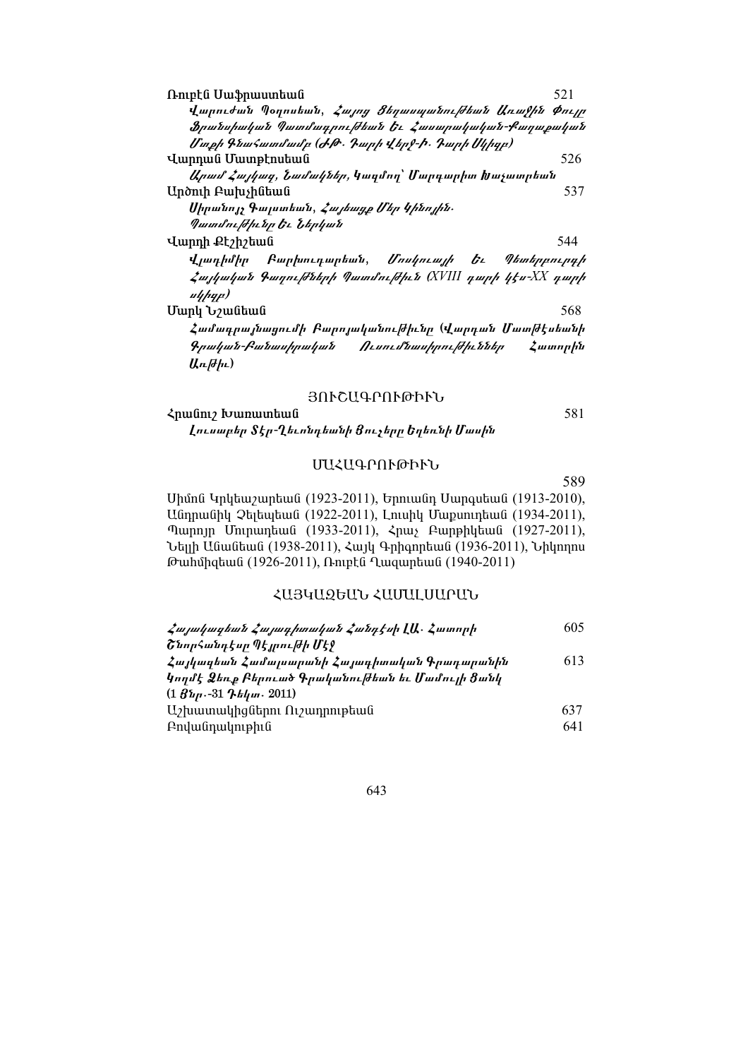Ռուբէն Սաֆրաստեան 521

*Վարուժան Պօղոսեան, Հայոց Ցեղասպանութեան Առաջին Փուլը Ֆրանսիական Պատմագրութեան Եւ Հասարակական-Քաղաքական Մտքի Գնահատմամբ (ժԹ. Դարի Վերջ-Ի. Դարի Սկիզբ)*

Վարդան Մատթէոսեան 526

*Արամ Հայկազ, Նամակներ, կազմող՝ Մարգարիտ Խաչատրեան*

Արծուի Բախչինեան 537

*Սիրանոյշ Գալստեան, Հայեացք Մեր Կինոյին. Պատմութիւնը Եւ Ներկան*

Վարդի Քէշիշեան 544

*Վլադիմիր Բարխուդարեան, Մոսկուայի Եւ Պետերբուրգի Հայկական Գաղութների Պատմութիւն (XVIII դարի կէս-XX դարի սկիզբ)*

Մարկ Նշանեան 568

*Համագրայնացումի Բարոյականութիւնը (Վարդան Մատթէոսեանի Գրական-Բանասիրական Ուսումնասիրութիւններ Հատորին Առթիւ)*

## ՅՈՒՇԱԳՐՈՒԹԻՒՆ

Հրանուշ Խառատեան 581

*Լուսաբեր Տէր-Ղեւոնդեանի Յուշերը Եղեւնի Մասին*

## ՄԱՀԱԳՐՈՒԹԻՒՆ

589

Սիմոն Կրկեաշարեան (1923-2011), Երուանդ Սարգսեան (1913-2010), Անդրանիկ Չելեպեան (1922-2011), Լուսիկ Մաքսուդեան (1934-2011), Պարոյր Մուրադեան (1933-2011), Հրաչ Բարթիկեան (1927-2011), Նելլի Անանեան (1938-2011), Հայկ Գրիգորեան (1936-2011), Նիկողոս Թահմիզեան (1926-2011), Ռուբէն Ղազարեան (1940-2011)

## ՀԱՅԿԱԶԵԱՆ ՀԱՄԱԼՍԱՐԱՆ

*Հայակազեան Հայագիտական Հանդէսի ԼԱ. Հատորի Շնորհանդէսը Պէյրութի Մէջ* 605

*Հայկազեան Համալսարանի Հայագիտական Գրադարանին Կողմէ Ձեռք Բերուած Գրականութեան եւ Մամուլի Ցանկ* **(1 Յնր.-31 Դեկտ. 2011)** 613

Աշխատակիցներու Ուշադրութեան 637

Բովանդակութիւն 641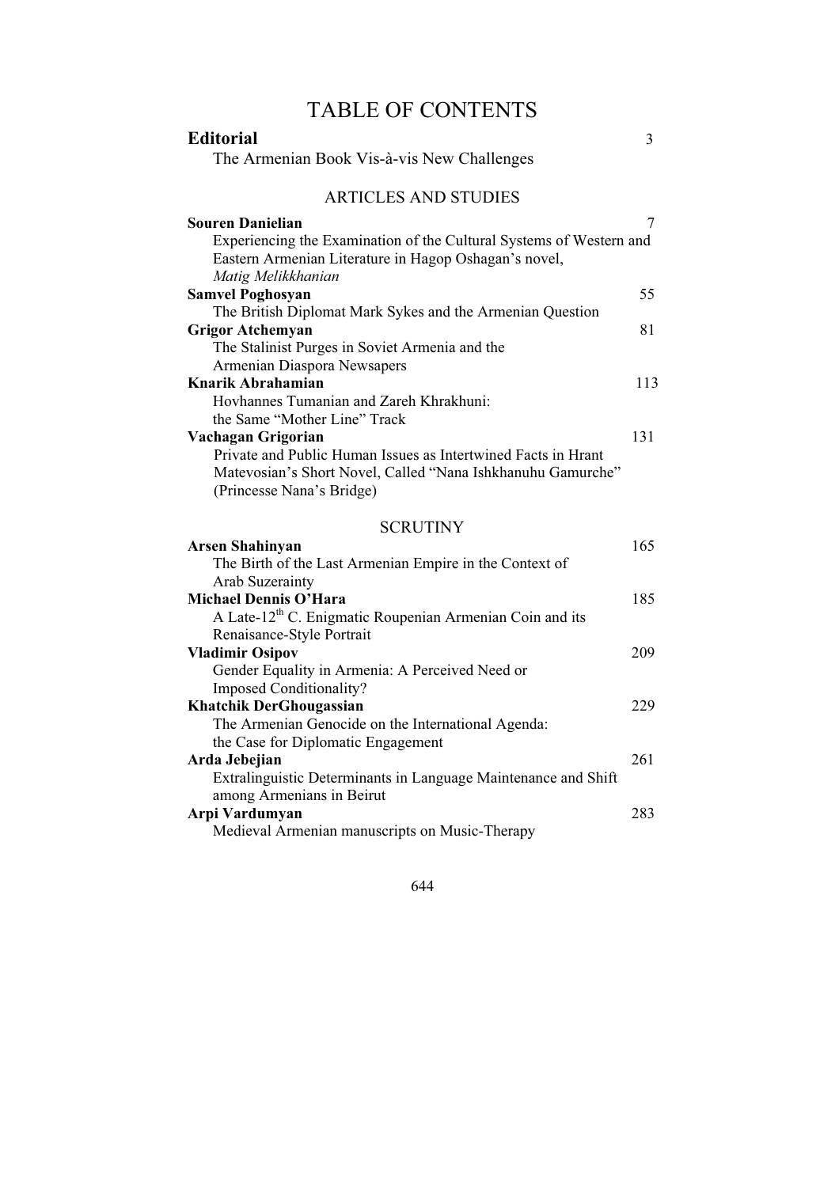# TABLE OF CONTENTS

**Editorial** 3
The Armenian Book Vis-à-vis New Challenges

## ARTICLES AND STUDIES

**Souren Danielian** 7
Experiencing the Examination of the Cultural Systems of Western and Eastern Armenian Literature in Hagop Oshagan's novel, *Matig Melikkhanian*

**Samvel Poghosyan** 55
The British Diplomat Mark Sykes and the Armenian Question

**Grigor Atchemyan** 81
The Stalinist Purges in Soviet Armenia and the Armenian Diaspora Newspapers

**Knarik Abrahamian** 113
Hovhannes Tumanian and Zareh Khrakhuni: the Same "Mother Line" Track

**Vachagan Grigorian** 131
Private and Public Human Issues as Intertwined Facts in Hrant Matevosian's Short Novel, Called "Nana Ishkhanuhu Gamurche" (Princesse Nana's Bridge)

## SCRUTINY

**Arsen Shahinyan** 165
The Birth of the Last Armenian Empire in the Context of Arab Suzerainty

**Michael Dennis O'Hara** 185
A Late-12th C. Enigmatic Roupenian Armenian Coin and its Renaisance-Style Portrait

**Vladimir Osipov** 209
Gender Equality in Armenia: A Perceived Need or Imposed Conditionality?

**Khatchik DerGhougassian** 229
The Armenian Genocide on the International Agenda: the Case for Diplomatic Engagement

**Arda Jebejian** 261
Extralinguistic Determinants in Language Maintenance and Shift among Armenians in Beirut

**Arpi Vardumyan** 283
Medieval Armenian manuscripts on Music-Therapy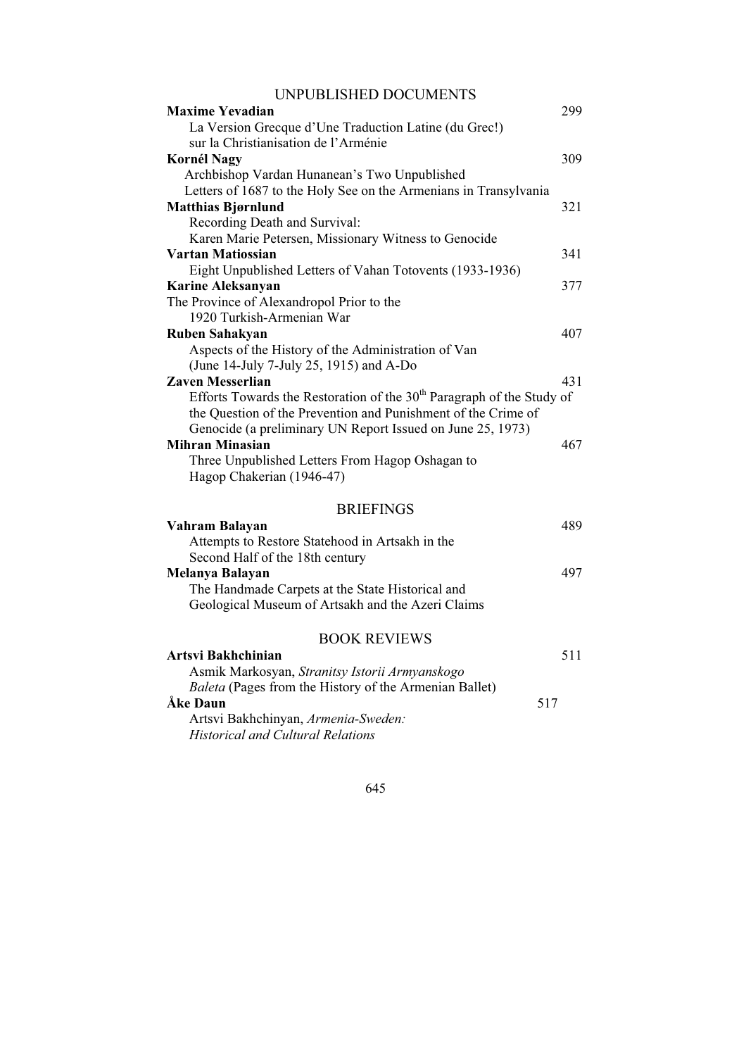## UNPUBLISHED DOCUMENTS

**Maxime Yevadian** 299
La Version Grecque d'Une Traduction Latine (du Grec!) sur la Christianisation de l'Arménie

**Kornél Nagy** 309
Archbishop Vardan Hunanean's Two Unpublished Letters of 1687 to the Holy See on the Armenians in Transylvania

**Matthias Bjørnlund** 321
Recording Death and Survival: Karen Marie Petersen, Missionary Witness to Genocide

**Vartan Matiossian** 341
Eight Unpublished Letters of Vahan Totovents (1933-1936)

**Karine Aleksanyan** 377
The Province of Alexandropol Prior to the 1920 Turkish-Armenian War

**Ruben Sahakyan** 407
Aspects of the History of the Administration of Van (June 14-July 7-July 25, 1915) and A-Do

**Zaven Messerlian** 431
Efforts Towards the Restoration of the 30th Paragraph of the Study of the Question of the Prevention and Punishment of the Crime of Genocide (a preliminary UN Report Issued on June 25, 1973)

**Mihran Minasian** 467
Three Unpublished Letters From Hagop Oshagan to Hagop Chakerian (1946-47)

## BRIEFINGS

**Vahram Balayan** 489
Attempts to Restore Statehood in Artsakh in the Second Half of the 18th century

**Melanya Balayan** 497
The Handmade Carpets at the State Historical and Geological Museum of Artsakh and the Azeri Claims

## BOOK REVIEWS

**Artsvi Bakhchinian** 511
Asmik Markosyan, *Stranitsy Istorii Armyanskogo Baleta* (Pages from the History of the Armenian Ballet)

**Åke Daun** 517
Artsvi Bakhchinyan, *Armenia-Sweden: Historical and Cultural Relations*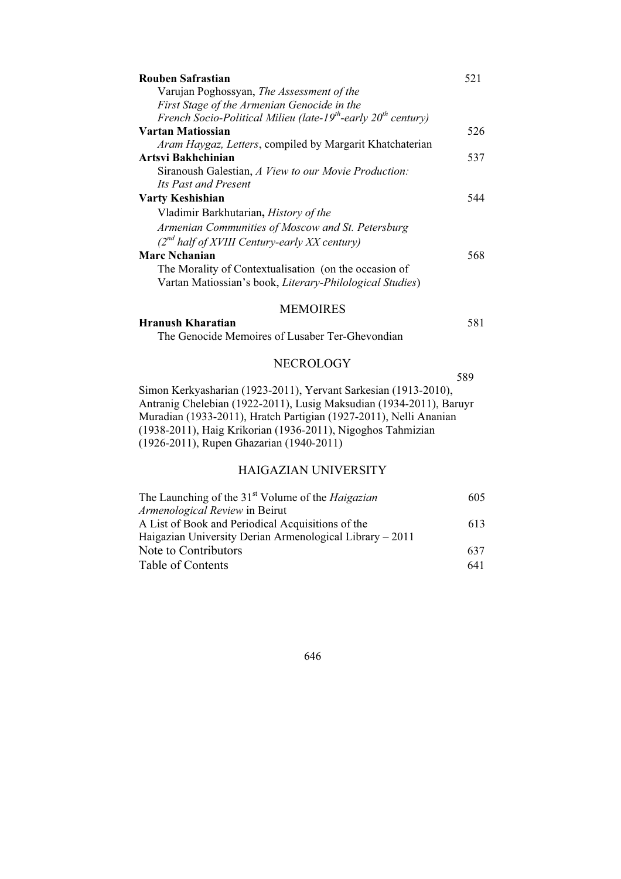**Rouben Safrastian** 521

Varujan Poghossyan, *The Assessment of the First Stage of the Armenian Genocide in the French Socio-Political Milieu (late-19$^{th}$-early 20$^{th}$ century)*

**Vartan Matiossian** 526

*Aram Haygaz, Letters*, compiled by Margarit Khatchaterian

**Artsvi Bakhchinian** 537

Siranoush Galestian, *A View to our Movie Production: Its Past and Present*

**Varty Keshishian** 544

Vladimir Barkhutarian**,** *History of the Armenian Communities of Moscow and St. Petersburg (2$^{nd}$ half of XVIII Century-early XX century)*

**Marc Nchanian** 568

The Morality of Contextualisation (on the occasion of Vartan Matiossian's book, *Literary-Philological Studies*)

## MEMOIRES

**Hranush Kharatian** 581

The Genocide Memoires of Lusaber Ter-Ghevondian

## NECROLOGY

589

Simon Kerkyasharian (1923-2011), Yervant Sarkesian (1913-2010), Antranig Chelebian (1922-2011), Lusig Maksudian (1934-2011), Baruyr Muradian (1933-2011), Hratch Partigian (1927-2011), Nelli Ananian (1938-2011), Haig Krikorian (1936-2011), Nigoghos Tahmizian (1926-2011), Rupen Ghazarian (1940-2011)

## HAIGAZIAN UNIVERSITY

The Launching of the 31$^{st}$ Volume of the *Haigazian Armenological Review* in Beirut 605

A List of Book and Periodical Acquisitions of the Haigazian University Derian Armenological Library – 2011 613

Note to Contributors 637

Table of Contents 641